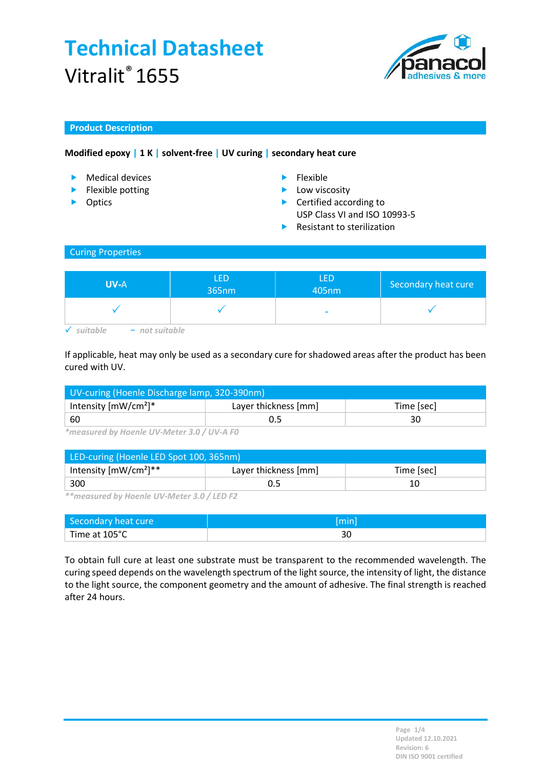# Technical Datasheet

Vitralit® 1655

## Product Description

**Modified epoxy | 1 K | solvent-free | UV curing | secondary heat cure**

- Medical devices
- Flexible potting
- Optics

- Flexible
- Low viscosity
- Certified according to USP Class VI and ISO 10993-5
- Resistant to sterilization

## Curing Properties

| UV-A | LED 365nm | LED 405nm | Secondary heat cure |
|---|---|---|---|
| ✓ | ✓ | - | ✓ |

*✓ suitable  – not suitable*

If applicable, heat may only be used as a secondary cure for shadowed areas after the product has been cured with UV.

| UV-curing (Hoenle Discharge lamp, 320-390nm) | | |
|---|---|---|
| Intensity [mW/cm²]* | Layer thickness [mm] | Time [sec] |
| 60 | 0.5 | 30 |

*\*measured by Hoenle UV-Meter 3.0 / UV-A F0*

| LED-curing (Hoenle LED Spot 100, 365nm) | | |
|---|---|---|
| Intensity [mW/cm²]** | Layer thickness [mm] | Time [sec] |
| 300 | 0.5 | 10 |

*\*\*measured by Hoenle UV-Meter 3.0 / LED F2*

| Secondary heat cure | [min] |
|---|---|
| Time at 105°C | 30 |

To obtain full cure at least one substrate must be transparent to the recommended wavelength. The curing speed depends on the wavelength spectrum of the light source, the intensity of light, the distance to the light source, the component geometry and the amount of adhesive. The final strength is reached after 24 hours.

Updated 12.10.2021
Revision: 6
DIN ISO 9001 certified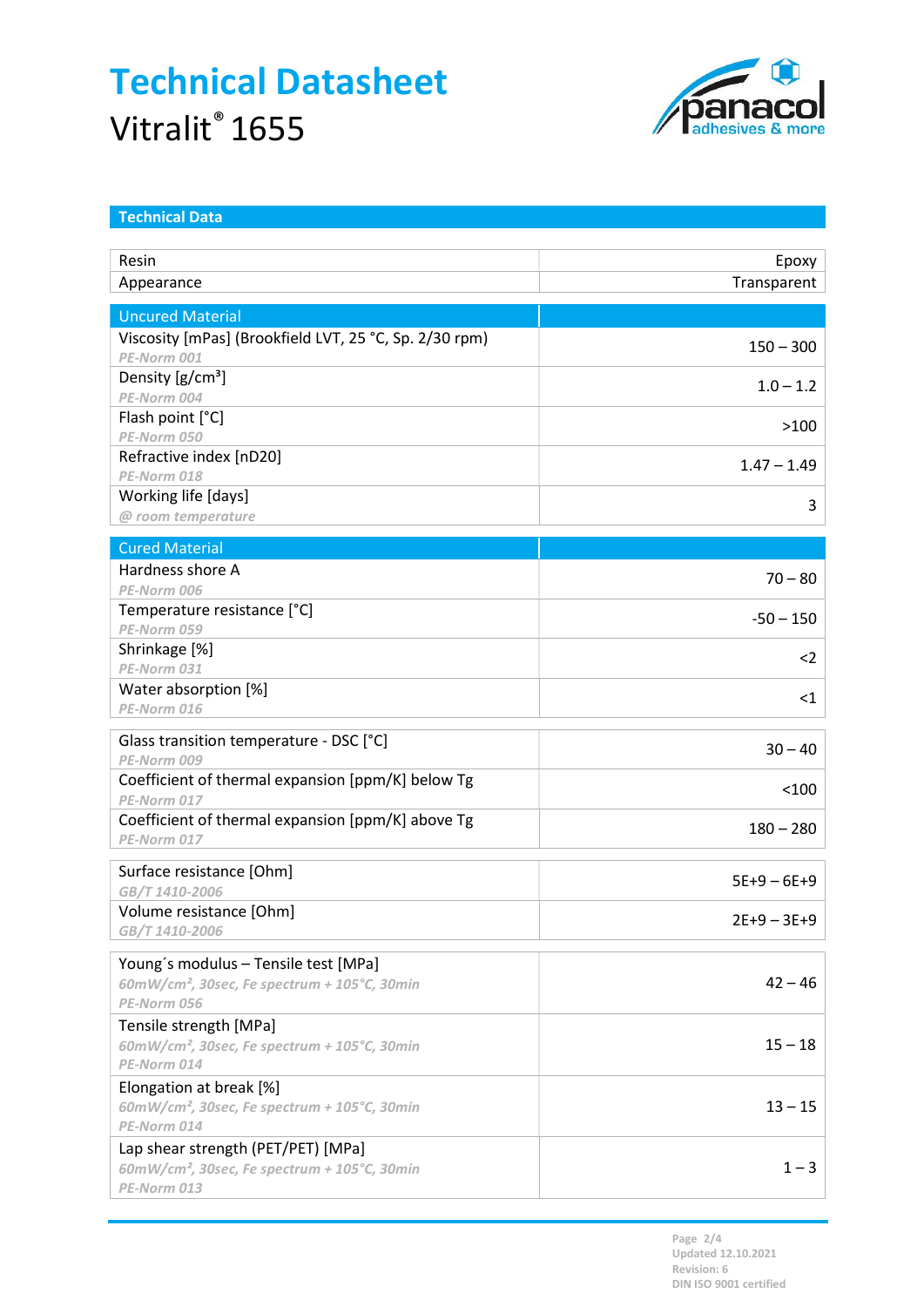# Technical Datasheet

Vitralit® 1655

## Technical Data

| | |
|---|---|
| Resin | Epoxy |
| Appearance | Transparent |

| Uncured Material | |
|---|---|
| Viscosity [mPas] (Brookfield LVT, 25 °C, Sp. 2/30 rpm)<br>*PE-Norm 001* | 150 – 300 |
| Density [g/cm³]<br>*PE-Norm 004* | 1.0 – 1.2 |
| Flash point [°C]<br>*PE-Norm 050* | >100 |
| Refractive index [nD20]<br>*PE-Norm 018* | 1.47 – 1.49 |
| Working life [days]<br>*@ room temperature* | 3 |

| Cured Material | |
|---|---|
| Hardness shore A<br>*PE-Norm 006* | 70 – 80 |
| Temperature resistance [°C]<br>*PE-Norm 059* | -50 – 150 |
| Shrinkage [%]<br>*PE-Norm 031* | <2 |
| Water absorption [%]<br>*PE-Norm 016* | <1 |

| | |
|---|---|
| Glass transition temperature - DSC [°C]<br>*PE-Norm 009* | 30 – 40 |
| Coefficient of thermal expansion [ppm/K] below Tg<br>*PE-Norm 017* | <100 |
| Coefficient of thermal expansion [ppm/K] above Tg<br>*PE-Norm 017* | 180 – 280 |

| | |
|---|---|
| Surface resistance [Ohm]<br>*GB/T 1410-2006* | 5E+9 – 6E+9 |
| Volume resistance [Ohm]<br>*GB/T 1410-2006* | 2E+9 – 3E+9 |

| | |
|---|---|
| Young´s modulus – Tensile test [MPa]<br>*60mW/cm², 30sec, Fe spectrum + 105°C, 30min*<br>*PE-Norm 056* | 42 – 46 |
| Tensile strength [MPa]<br>*60mW/cm², 30sec, Fe spectrum + 105°C, 30min*<br>*PE-Norm 014* | 15 – 18 |
| Elongation at break [%]<br>*60mW/cm², 30sec, Fe spectrum + 105°C, 30min*<br>*PE-Norm 014* | 13 – 15 |
| Lap shear strength (PET/PET) [MPa]<br>*60mW/cm², 30sec, Fe spectrum + 105°C, 30min*<br>*PE-Norm 013* | 1 – 3 |

Updated 12.10.2021
Revision: 6
DIN ISO 9001 certified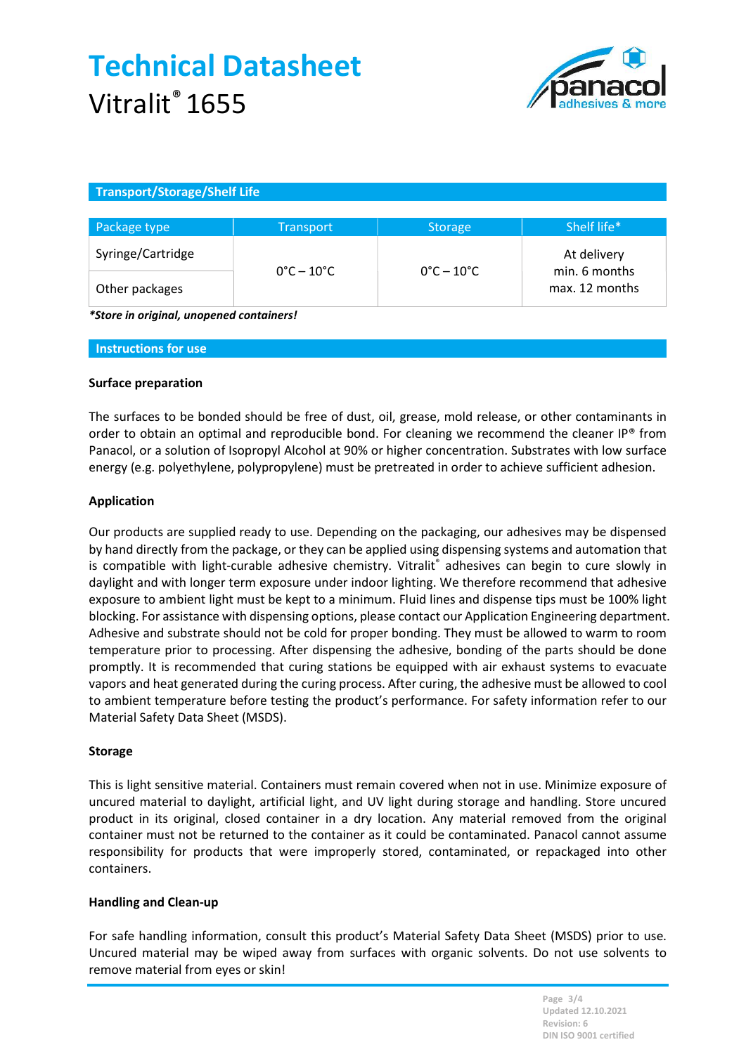# Technical Datasheet

Vitralit® 1655

## Transport/Storage/Shelf Life

| Package type | Transport | Storage | Shelf life* |
|---|---|---|---|
| Syringe/Cartridge | 0°C – 10°C | 0°C – 10°C | At delivery min. 6 months max. 12 months |
| Other packages | | | |

***Store in original, unopened containers!***

## Instructions for use

### Surface preparation

The surfaces to be bonded should be free of dust, oil, grease, mold release, or other contaminants in order to obtain an optimal and reproducible bond. For cleaning we recommend the cleaner IP® from Panacol, or a solution of Isopropyl Alcohol at 90% or higher concentration. Substrates with low surface energy (e.g. polyethylene, polypropylene) must be pretreated in order to achieve sufficient adhesion.

### Application

Our products are supplied ready to use. Depending on the packaging, our adhesives may be dispensed by hand directly from the package, or they can be applied using dispensing systems and automation that is compatible with light-curable adhesive chemistry. Vitralit® adhesives can begin to cure slowly in daylight and with longer term exposure under indoor lighting. We therefore recommend that adhesive exposure to ambient light must be kept to a minimum. Fluid lines and dispense tips must be 100% light blocking. For assistance with dispensing options, please contact our Application Engineering department. Adhesive and substrate should not be cold for proper bonding. They must be allowed to warm to room temperature prior to processing. After dispensing the adhesive, bonding of the parts should be done promptly. It is recommended that curing stations be equipped with air exhaust systems to evacuate vapors and heat generated during the curing process. After curing, the adhesive must be allowed to cool to ambient temperature before testing the product's performance. For safety information refer to our Material Safety Data Sheet (MSDS).

### Storage

This is light sensitive material. Containers must remain covered when not in use. Minimize exposure of uncured material to daylight, artificial light, and UV light during storage and handling. Store uncured product in its original, closed container in a dry location. Any material removed from the original container must not be returned to the container as it could be contaminated. Panacol cannot assume responsibility for products that were improperly stored, contaminated, or repackaged into other containers.

### Handling and Clean-up

For safe handling information, consult this product's Material Safety Data Sheet (MSDS) prior to use. Uncured material may be wiped away from surfaces with organic solvents. Do not use solvents to remove material from eyes or skin!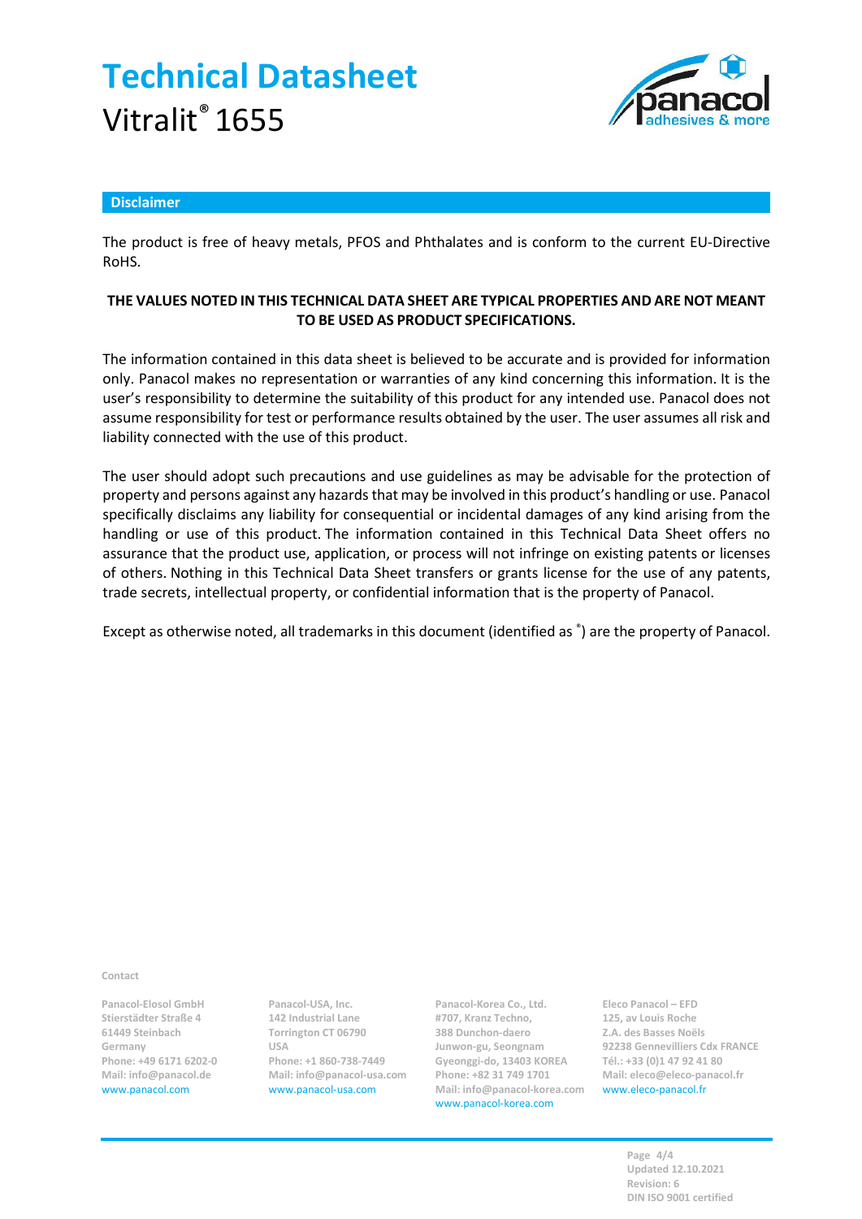# Technical Datasheet
Vitralit® 1655

## Disclaimer

The product is free of heavy metals, PFOS and Phthalates and is conform to the current EU-Directive RoHS.

**THE VALUES NOTED IN THIS TECHNICAL DATA SHEET ARE TYPICAL PROPERTIES AND ARE NOT MEANT TO BE USED AS PRODUCT SPECIFICATIONS.**

The information contained in this data sheet is believed to be accurate and is provided for information only. Panacol makes no representation or warranties of any kind concerning this information. It is the user's responsibility to determine the suitability of this product for any intended use. Panacol does not assume responsibility for test or performance results obtained by the user. The user assumes all risk and liability connected with the use of this product.

The user should adopt such precautions and use guidelines as may be advisable for the protection of property and persons against any hazards that may be involved in this product's handling or use. Panacol specifically disclaims any liability for consequential or incidental damages of any kind arising from the handling or use of this product. The information contained in this Technical Data Sheet offers no assurance that the product use, application, or process will not infringe on existing patents or licenses of others. Nothing in this Technical Data Sheet transfers or grants license for the use of any patents, trade secrets, intellectual property, or confidential information that is the property of Panacol.

Except as otherwise noted, all trademarks in this document (identified as ®) are the property of Panacol.

Contact

Panacol-Elosol GmbH
Stierstädter Straße 4
61449 Steinbach
Germany
Phone: +49 6171 6202-0
Mail: info@panacol.de
www.panacol.com

Panacol-USA, Inc.
142 Industrial Lane
Torrington CT 06790
USA
Phone: +1 860-738-7449
Mail: info@panacol-usa.com
www.panacol-usa.com

Panacol-Korea Co., Ltd.
#707, Kranz Techno,
388 Dunchon-daero
Junwon-gu, Seongnam
Gyeonggi-do, 13403 KOREA
Phone: +82 31 749 1701
Mail: info@panacol-korea.com
www.panacol-korea.com

Eleco Panacol – EFD
125, av Louis Roche
Z.A. des Basses Noëls
92238 Gennevilliers Cdx FRANCE
Tél.: +33 (0)1 47 92 41 80
Mail: eleco@eleco-panacol.fr
www.eleco-panacol.fr

Updated 12.10.2021
Revision: 6
DIN ISO 9001 certified